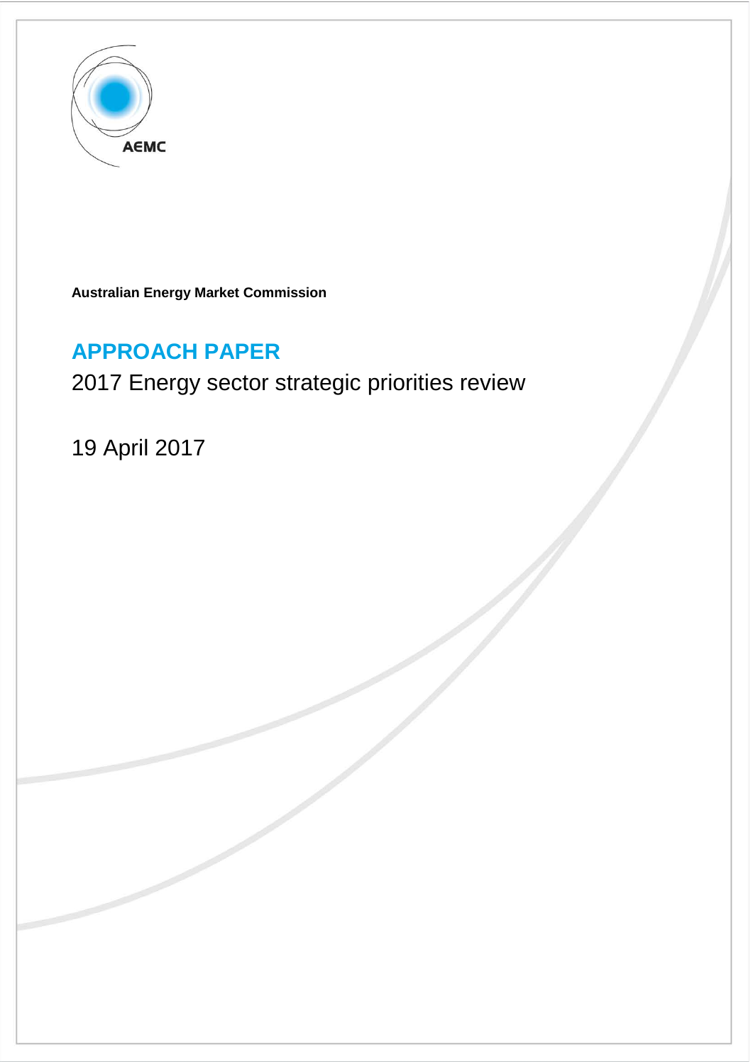AEMC

**Australian Energy Market Commission**

# APPROACH PAPER

2017 Energy sector strategic priorities review

19 April 2017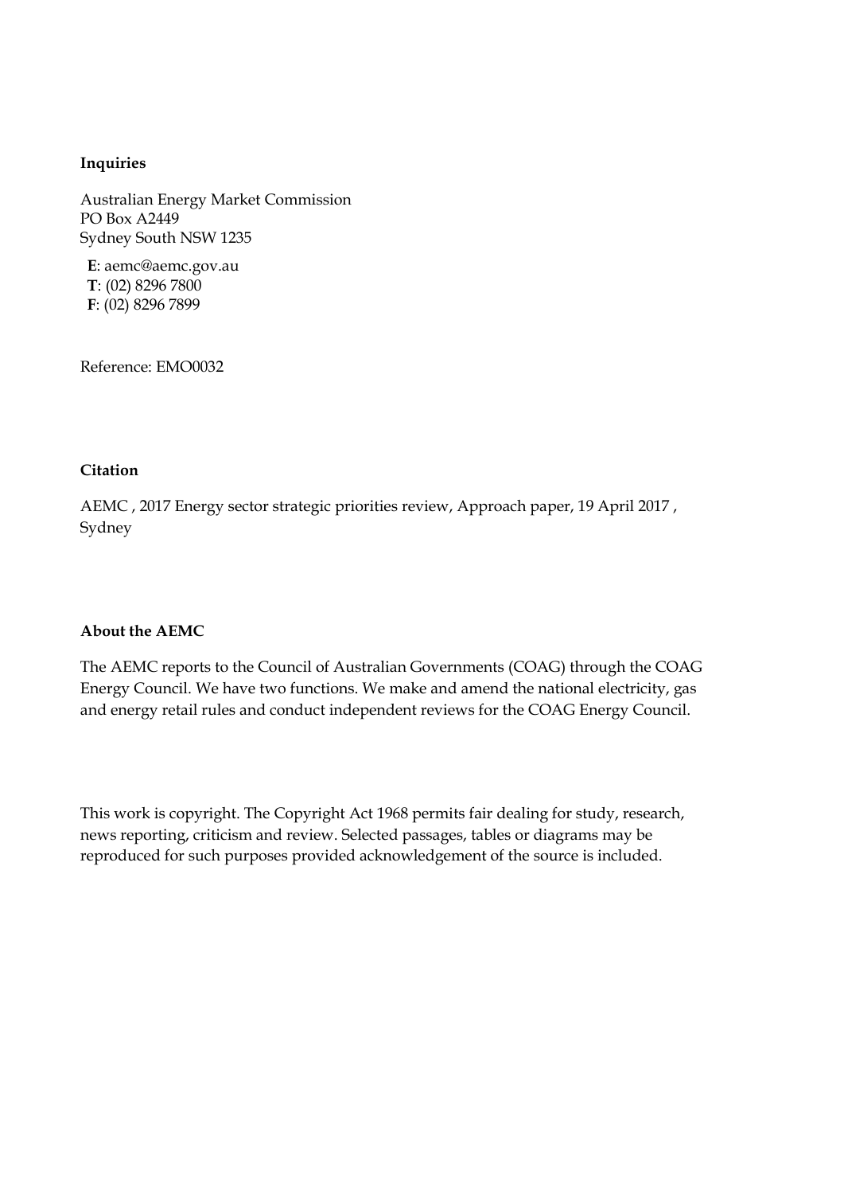**Inquiries**

Australian Energy Market Commission
PO Box A2449
Sydney South NSW 1235

**E**: aemc@aemc.gov.au
**T**: (02) 8296 7800
**F**: (02) 8296 7899

Reference: EMO0032

**Citation**

AEMC , 2017 Energy sector strategic priorities review, Approach paper, 19 April 2017 , Sydney

**About the AEMC**

The AEMC reports to the Council of Australian Governments (COAG) through the COAG Energy Council. We have two functions. We make and amend the national electricity, gas and energy retail rules and conduct independent reviews for the COAG Energy Council.

This work is copyright. The Copyright Act 1968 permits fair dealing for study, research, news reporting, criticism and review. Selected passages, tables or diagrams may be reproduced for such purposes provided acknowledgement of the source is included.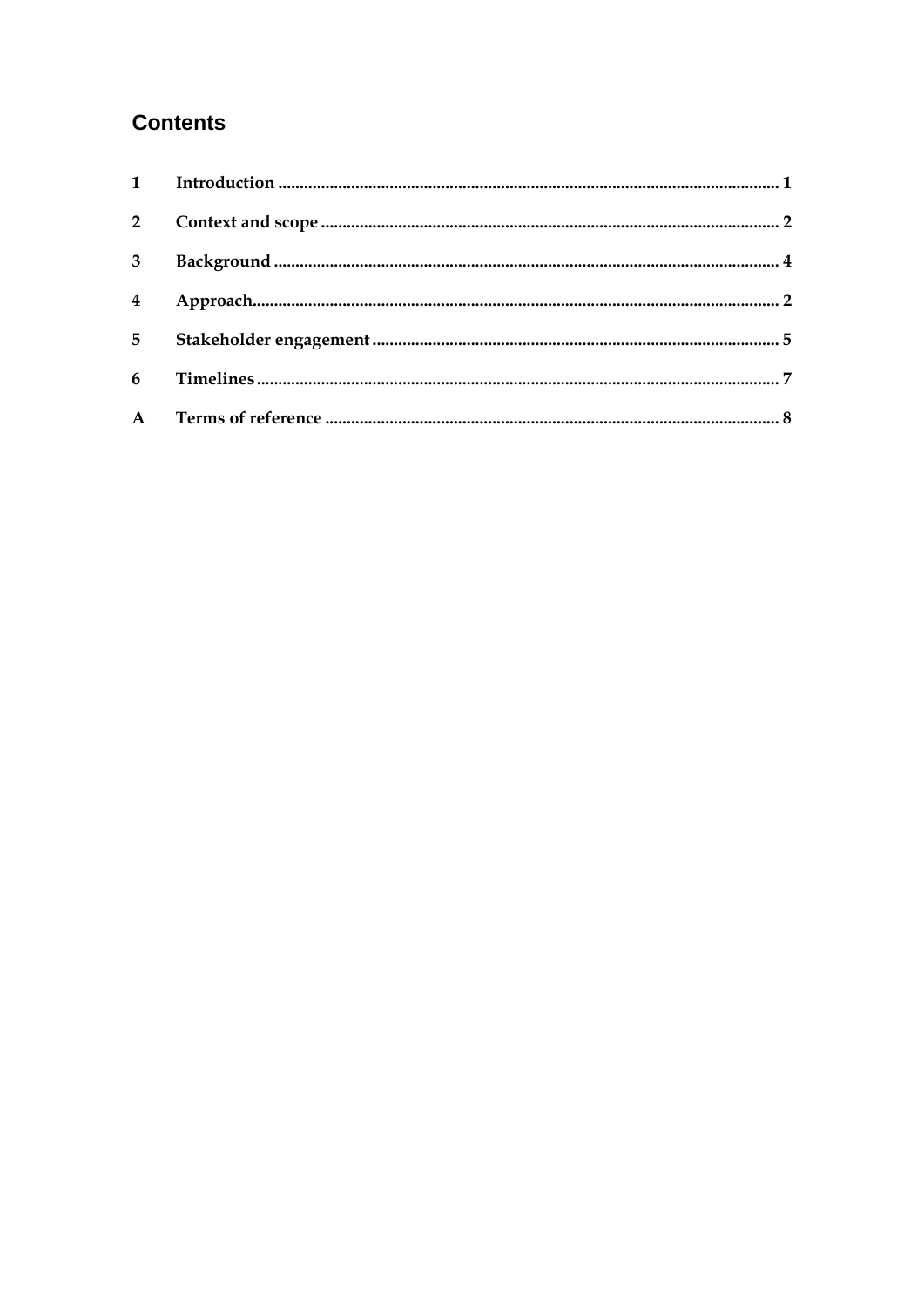# Contents

| | | |
|---|---|---|
| 1 | Introduction | 1 |
| 2 | Context and scope | 2 |
| 3 | Background | 4 |
| 4 | Approach | 2 |
| 5 | Stakeholder engagement | 5 |
| 6 | Timelines | 7 |
| A | Terms of reference | 8 |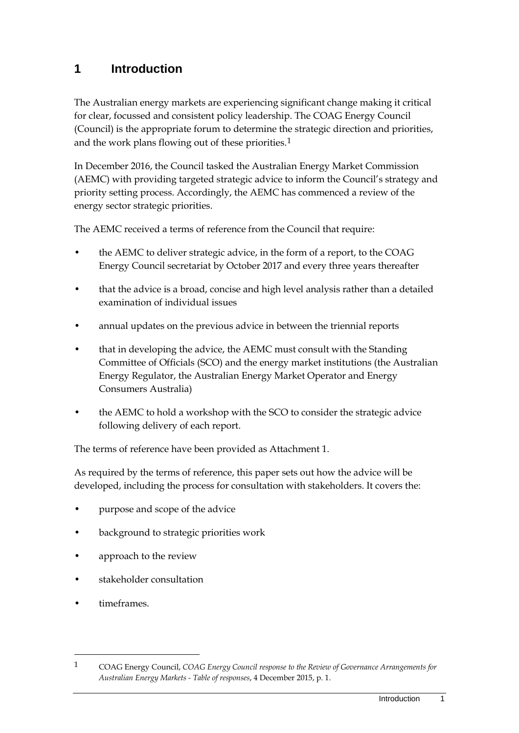# 1 Introduction

The Australian energy markets are experiencing significant change making it critical for clear, focussed and consistent policy leadership. The COAG Energy Council (Council) is the appropriate forum to determine the strategic direction and priorities, and the work plans flowing out of these priorities.[1]

In December 2016, the Council tasked the Australian Energy Market Commission (AEMC) with providing targeted strategic advice to inform the Council's strategy and priority setting process. Accordingly, the AEMC has commenced a review of the energy sector strategic priorities.

The AEMC received a terms of reference from the Council that require:

- the AEMC to deliver strategic advice, in the form of a report, to the COAG Energy Council secretariat by October 2017 and every three years thereafter
- that the advice is a broad, concise and high level analysis rather than a detailed examination of individual issues
- annual updates on the previous advice in between the triennial reports
- that in developing the advice, the AEMC must consult with the Standing Committee of Officials (SCO) and the energy market institutions (the Australian Energy Regulator, the Australian Energy Market Operator and Energy Consumers Australia)
- the AEMC to hold a workshop with the SCO to consider the strategic advice following delivery of each report.

The terms of reference have been provided as Attachment 1.

As required by the terms of reference, this paper sets out how the advice will be developed, including the process for consultation with stakeholders. It covers the:

- purpose and scope of the advice
- background to strategic priorities work
- approach to the review
- stakeholder consultation
- timeframes.

---

[1] COAG Energy Council, *COAG Energy Council response to the Review of Governance Arrangements for Australian Energy Markets - Table of responses*, 4 December 2015, p. 1.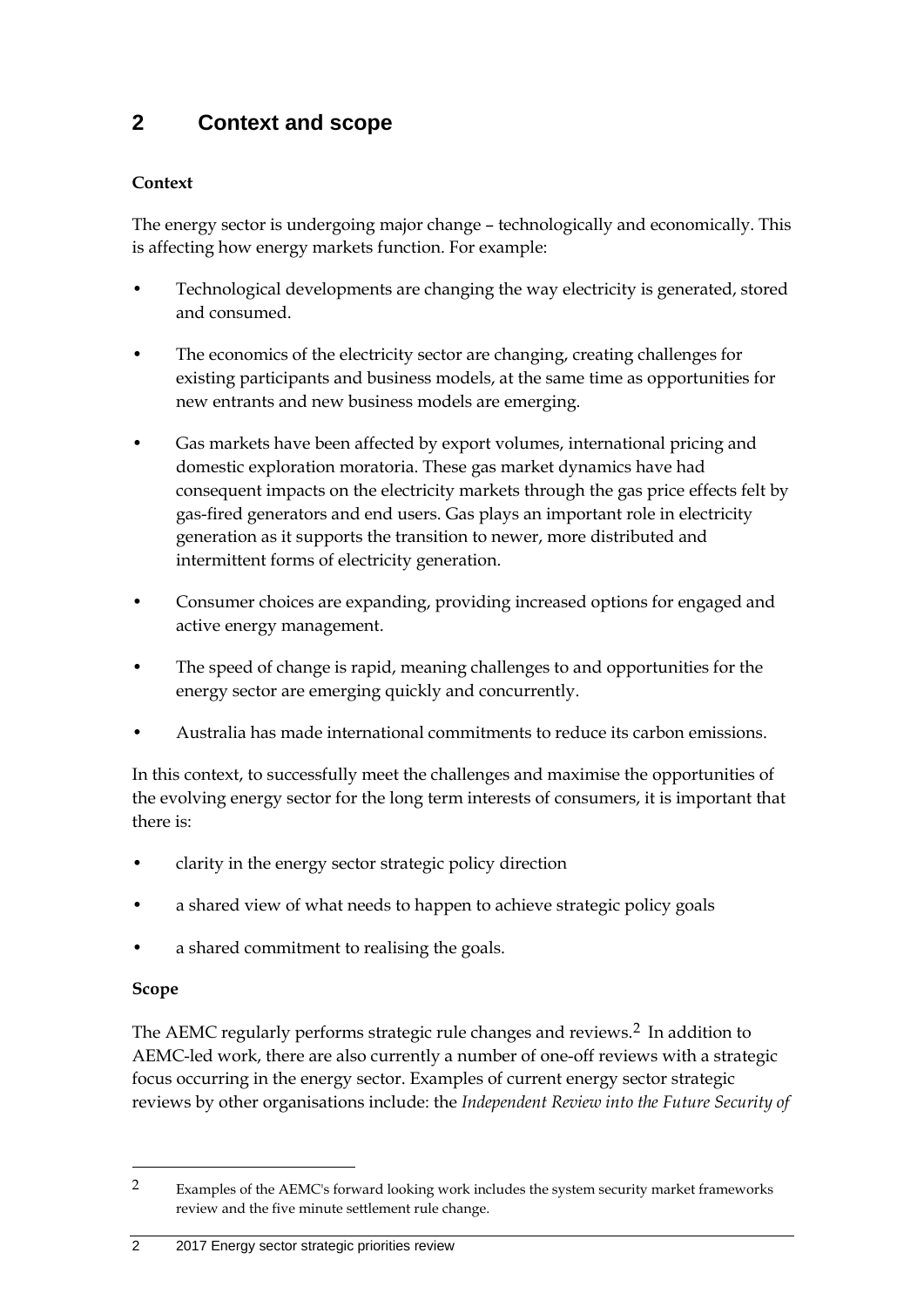## 2 Context and scope

**Context**

The energy sector is undergoing major change – technologically and economically. This is affecting how energy markets function. For example:

- Technological developments are changing the way electricity is generated, stored and consumed.
- The economics of the electricity sector are changing, creating challenges for existing participants and business models, at the same time as opportunities for new entrants and new business models are emerging.
- Gas markets have been affected by export volumes, international pricing and domestic exploration moratoria. These gas market dynamics have had consequent impacts on the electricity markets through the gas price effects felt by gas-fired generators and end users. Gas plays an important role in electricity generation as it supports the transition to newer, more distributed and intermittent forms of electricity generation.
- Consumer choices are expanding, providing increased options for engaged and active energy management.
- The speed of change is rapid, meaning challenges to and opportunities for the energy sector are emerging quickly and concurrently.
- Australia has made international commitments to reduce its carbon emissions.

In this context, to successfully meet the challenges and maximise the opportunities of the evolving energy sector for the long term interests of consumers, it is important that there is:

- clarity in the energy sector strategic policy direction
- a shared view of what needs to happen to achieve strategic policy goals
- a shared commitment to realising the goals.

**Scope**

The AEMC regularly performs strategic rule changes and reviews.[2] In addition to AEMC-led work, there are also currently a number of one-off reviews with a strategic focus occurring in the energy sector. Examples of current energy sector strategic reviews by other organisations include: the *Independent Review into the Future Security of*

---

[2] Examples of the AEMC's forward looking work includes the system security market frameworks review and the five minute settlement rule change.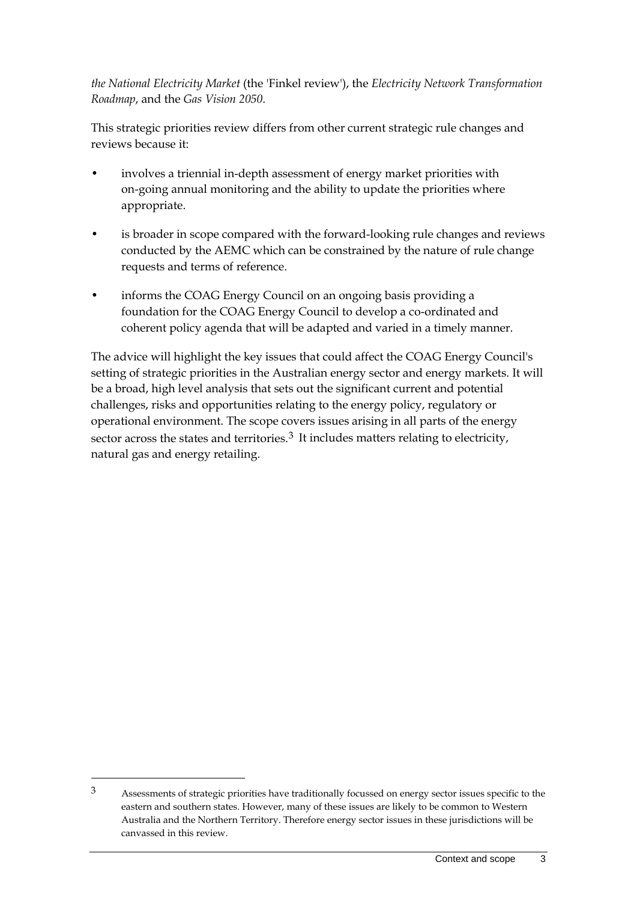*the National Electricity Market* (the 'Finkel review'), the *Electricity Network Transformation Roadmap*, and the *Gas Vision 2050*.

This strategic priorities review differs from other current strategic rule changes and reviews because it:

- involves a triennial in-depth assessment of energy market priorities with on-going annual monitoring and the ability to update the priorities where appropriate.
- is broader in scope compared with the forward-looking rule changes and reviews conducted by the AEMC which can be constrained by the nature of rule change requests and terms of reference.
- informs the COAG Energy Council on an ongoing basis providing a foundation for the COAG Energy Council to develop a co-ordinated and coherent policy agenda that will be adapted and varied in a timely manner.

The advice will highlight the key issues that could affect the COAG Energy Council's setting of strategic priorities in the Australian energy sector and energy markets. It will be a broad, high level analysis that sets out the significant current and potential challenges, risks and opportunities relating to the energy policy, regulatory or operational environment. The scope covers issues arising in all parts of the energy sector across the states and territories.[3] It includes matters relating to electricity, natural gas and energy retailing.

---

[3] Assessments of strategic priorities have traditionally focussed on energy sector issues specific to the eastern and southern states. However, many of these issues are likely to be common to Western Australia and the Northern Territory. Therefore energy sector issues in these jurisdictions will be canvassed in this review.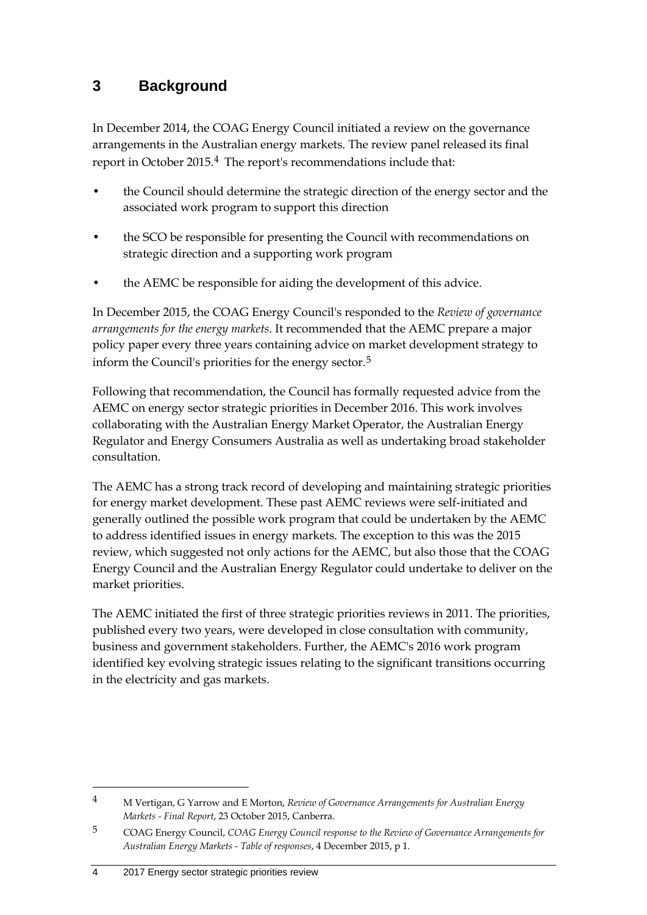# 3 Background

In December 2014, the COAG Energy Council initiated a review on the governance arrangements in the Australian energy markets. The review panel released its final report in October 2015.[4] The report's recommendations include that:

- the Council should determine the strategic direction of the energy sector and the associated work program to support this direction
- the SCO be responsible for presenting the Council with recommendations on strategic direction and a supporting work program
- the AEMC be responsible for aiding the development of this advice.

In December 2015, the COAG Energy Council's responded to the *Review of governance arrangements for the energy markets*. It recommended that the AEMC prepare a major policy paper every three years containing advice on market development strategy to inform the Council's priorities for the energy sector.[5]

Following that recommendation, the Council has formally requested advice from the AEMC on energy sector strategic priorities in December 2016. This work involves collaborating with the Australian Energy Market Operator, the Australian Energy Regulator and Energy Consumers Australia as well as undertaking broad stakeholder consultation.

The AEMC has a strong track record of developing and maintaining strategic priorities for energy market development. These past AEMC reviews were self-initiated and generally outlined the possible work program that could be undertaken by the AEMC to address identified issues in energy markets. The exception to this was the 2015 review, which suggested not only actions for the AEMC, but also those that the COAG Energy Council and the Australian Energy Regulator could undertake to deliver on the market priorities.

The AEMC initiated the first of three strategic priorities reviews in 2011. The priorities, published every two years, were developed in close consultation with community, business and government stakeholders. Further, the AEMC's 2016 work program identified key evolving strategic issues relating to the significant transitions occurring in the electricity and gas markets.

---

[4] M Vertigan, G Yarrow and E Morton, *Review of Governance Arrangements for Australian Energy Markets - Final Report*, 23 October 2015, Canberra.

[5] COAG Energy Council, *COAG Energy Council response to the Review of Governance Arrangements for Australian Energy Markets - Table of responses*, 4 December 2015, p 1.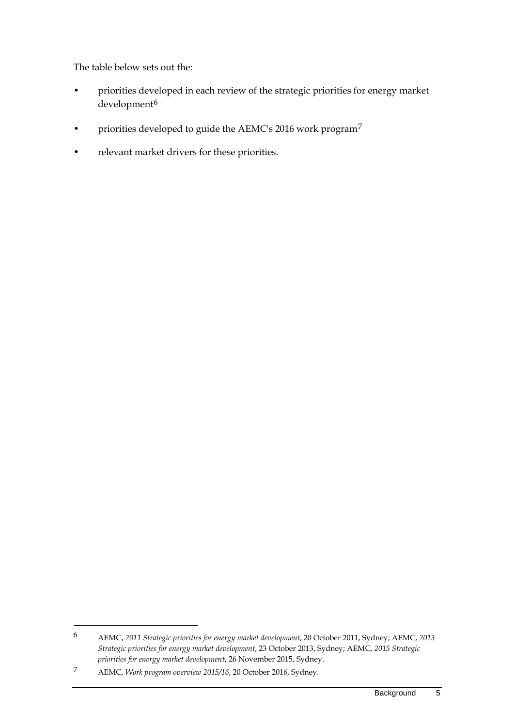The table below sets out the:

- priorities developed in each review of the strategic priorities for energy market development[6]
- priorities developed to guide the AEMC's 2016 work program[7]
- relevant market drivers for these priorities.

---

[6] AEMC, *2011 Strategic priorities for energy market development*, 20 October 2011, Sydney; AEMC, *2013 Strategic priorities for energy market development*, 23 October 2013, Sydney; AEMC, *2015 Strategic priorities for energy market development*, 26 November 2015, Sydney.

[7] AEMC, *Work program overview 2015/16*, 20 October 2016, Sydney.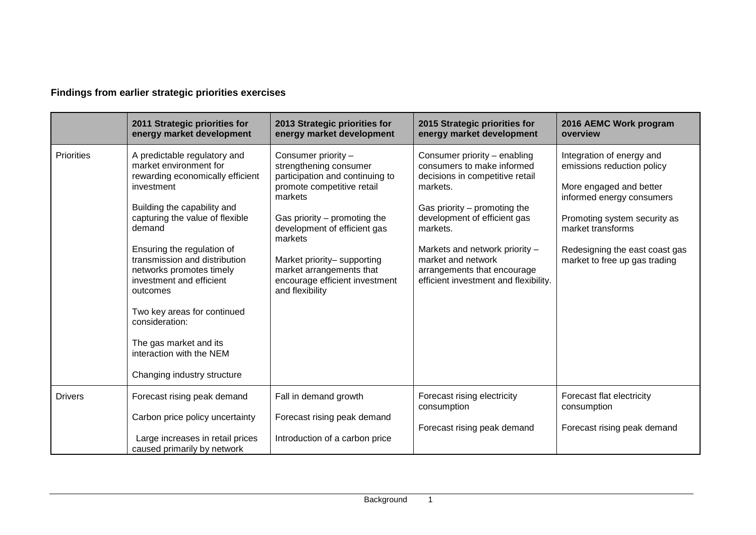**Findings from earlier strategic priorities exercises**

| | 2011 Strategic priorities for energy market development | 2013 Strategic priorities for energy market development | 2015 Strategic priorities for energy market development | 2016 AEMC Work program overview |
|---|---|---|---|---|
| Priorities | A predictable regulatory and market environment for rewarding economically efficient investment<br><br>Building the capability and capturing the value of flexible demand<br><br>Ensuring the regulation of transmission and distribution networks promotes timely investment and efficient outcomes<br><br>Two key areas for continued consideration:<br><br>The gas market and its interaction with the NEM<br><br>Changing industry structure | Consumer priority – strengthening consumer participation and continuing to promote competitive retail markets<br><br>Gas priority – promoting the development of efficient gas markets<br><br>Market priority– supporting market arrangements that encourage efficient investment and flexibility | Consumer priority – enabling consumers to make informed decisions in competitive retail markets.<br><br>Gas priority – promoting the development of efficient gas markets.<br><br>Markets and network priority – market and network arrangements that encourage efficient investment and flexibility. | Integration of energy and emissions reduction policy<br><br>More engaged and better informed energy consumers<br><br>Promoting system security as market transforms<br><br>Redesigning the east coast gas market to free up gas trading |
| Drivers | Forecast rising peak demand<br><br>Carbon price policy uncertainty<br><br>Large increases in retail prices caused primarily by network | Fall in demand growth<br><br>Forecast rising peak demand<br><br>Introduction of a carbon price | Forecast rising electricity consumption<br><br>Forecast rising peak demand | Forecast flat electricity consumption<br><br>Forecast rising peak demand |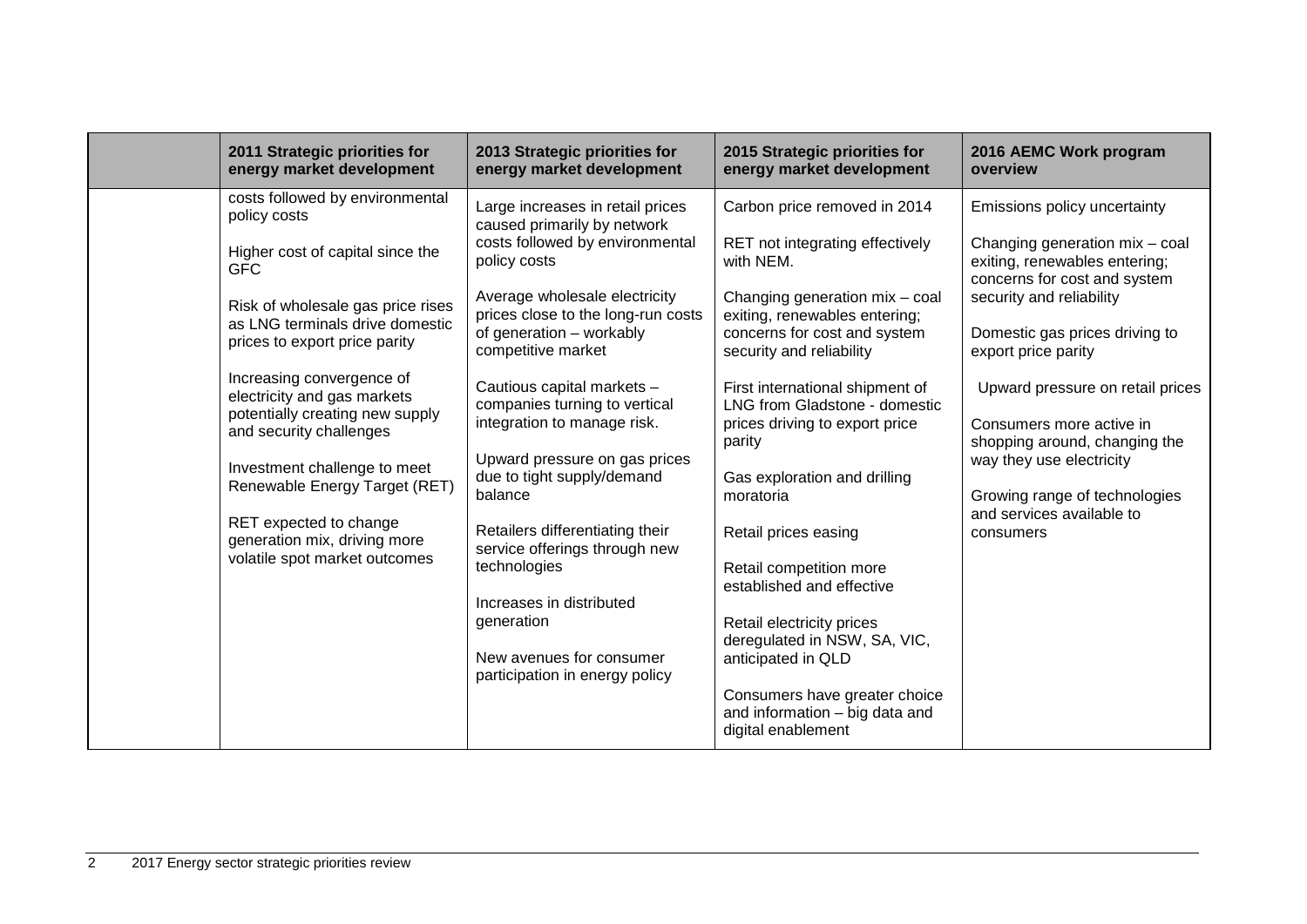| | 2011 Strategic priorities for energy market development | 2013 Strategic priorities for energy market development | 2015 Strategic priorities for energy market development | 2016 AEMC Work program overview |
|---|---|---|---|---|
| | costs followed by environmental policy costs<br><br>Higher cost of capital since the GFC<br><br>Risk of wholesale gas price rises as LNG terminals drive domestic prices to export price parity<br><br>Increasing convergence of electricity and gas markets potentially creating new supply and security challenges<br><br>Investment challenge to meet Renewable Energy Target (RET)<br><br>RET expected to change generation mix, driving more volatile spot market outcomes | Large increases in retail prices caused primarily by network costs followed by environmental policy costs<br><br>Average wholesale electricity prices close to the long-run costs of generation – workably competitive market<br><br>Cautious capital markets – companies turning to vertical integration to manage risk.<br><br>Upward pressure on gas prices due to tight supply/demand balance<br><br>Retailers differentiating their service offerings through new technologies<br><br>Increases in distributed generation<br><br>New avenues for consumer participation in energy policy | Carbon price removed in 2014<br><br>RET not integrating effectively with NEM.<br><br>Changing generation mix – coal exiting, renewables entering; concerns for cost and system security and reliability<br><br>First international shipment of LNG from Gladstone - domestic prices driving to export price parity<br><br>Gas exploration and drilling moratoria<br><br>Retail prices easing<br><br>Retail competition more established and effective<br><br>Retail electricity prices deregulated in NSW, SA, VIC, anticipated in QLD<br><br>Consumers have greater choice and information – big data and digital enablement | Emissions policy uncertainty<br><br>Changing generation mix – coal exiting, renewables entering; concerns for cost and system security and reliability<br><br>Domestic gas prices driving to export price parity<br><br>Upward pressure on retail prices<br><br>Consumers more active in shopping around, changing the way they use electricity<br><br>Growing range of technologies and services available to consumers |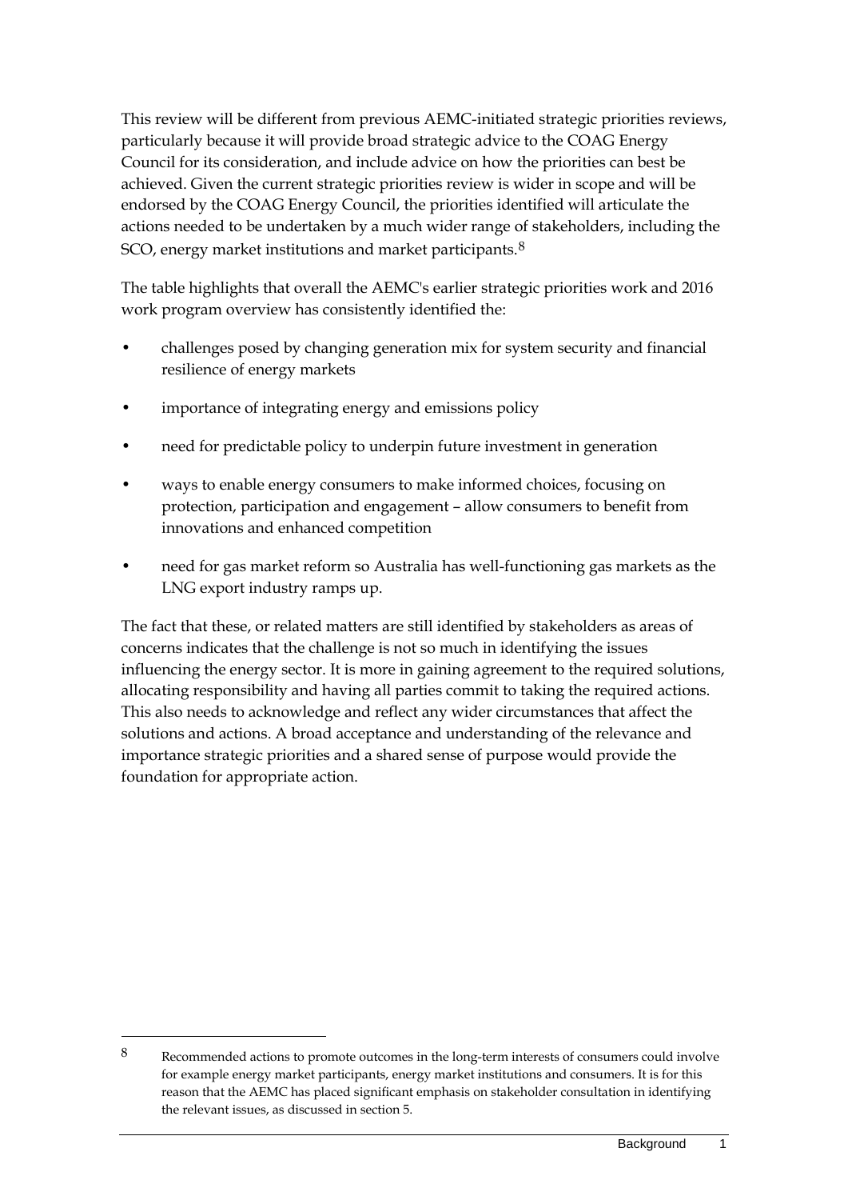This review will be different from previous AEMC-initiated strategic priorities reviews, particularly because it will provide broad strategic advice to the COAG Energy Council for its consideration, and include advice on how the priorities can best be achieved. Given the current strategic priorities review is wider in scope and will be endorsed by the COAG Energy Council, the priorities identified will articulate the actions needed to be undertaken by a much wider range of stakeholders, including the SCO, energy market institutions and market participants.[8]

The table highlights that overall the AEMC's earlier strategic priorities work and 2016 work program overview has consistently identified the:

- challenges posed by changing generation mix for system security and financial resilience of energy markets
- importance of integrating energy and emissions policy
- need for predictable policy to underpin future investment in generation
- ways to enable energy consumers to make informed choices, focusing on protection, participation and engagement – allow consumers to benefit from innovations and enhanced competition
- need for gas market reform so Australia has well-functioning gas markets as the LNG export industry ramps up.

The fact that these, or related matters are still identified by stakeholders as areas of concerns indicates that the challenge is not so much in identifying the issues influencing the energy sector. It is more in gaining agreement to the required solutions, allocating responsibility and having all parties commit to taking the required actions. This also needs to acknowledge and reflect any wider circumstances that affect the solutions and actions. A broad acceptance and understanding of the relevance and importance strategic priorities and a shared sense of purpose would provide the foundation for appropriate action.

[8] Recommended actions to promote outcomes in the long-term interests of consumers could involve for example energy market participants, energy market institutions and consumers. It is for this reason that the AEMC has placed significant emphasis on stakeholder consultation in identifying the relevant issues, as discussed in section 5.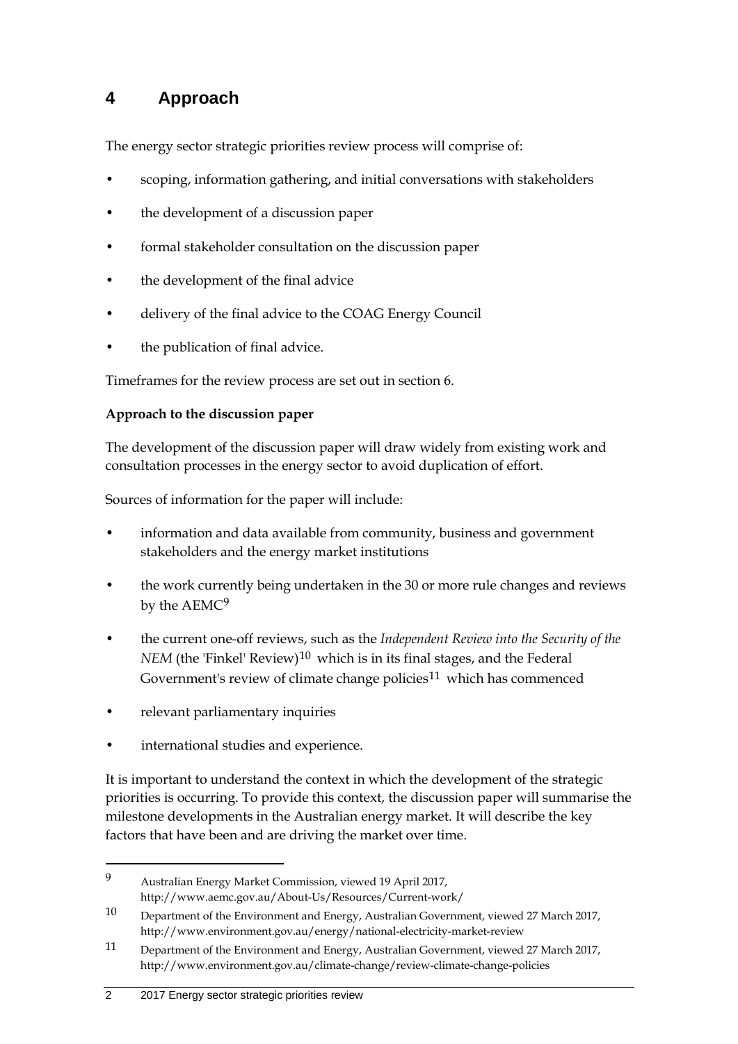# 4 Approach

The energy sector strategic priorities review process will comprise of:

- scoping, information gathering, and initial conversations with stakeholders
- the development of a discussion paper
- formal stakeholder consultation on the discussion paper
- the development of the final advice
- delivery of the final advice to the COAG Energy Council
- the publication of final advice.

Timeframes for the review process are set out in section 6.

**Approach to the discussion paper**

The development of the discussion paper will draw widely from existing work and consultation processes in the energy sector to avoid duplication of effort.

Sources of information for the paper will include:

- information and data available from community, business and government stakeholders and the energy market institutions
- the work currently being undertaken in the 30 or more rule changes and reviews by the AEMC[9]
- the current one-off reviews, such as the *Independent Review into the Security of the NEM* (the 'Finkel' Review)[10] which is in its final stages, and the Federal Government's review of climate change policies[11] which has commenced
- relevant parliamentary inquiries
- international studies and experience.

It is important to understand the context in which the development of the strategic priorities is occurring. To provide this context, the discussion paper will summarise the milestone developments in the Australian energy market. It will describe the key factors that have been and are driving the market over time.

---

9 Australian Energy Market Commission, viewed 19 April 2017, http://www.aemc.gov.au/About-Us/Resources/Current-work/

10 Department of the Environment and Energy, Australian Government, viewed 27 March 2017, http://www.environment.gov.au/energy/national-electricity-market-review

11 Department of the Environment and Energy, Australian Government, viewed 27 March 2017, http://www.environment.gov.au/climate-change/review-climate-change-policies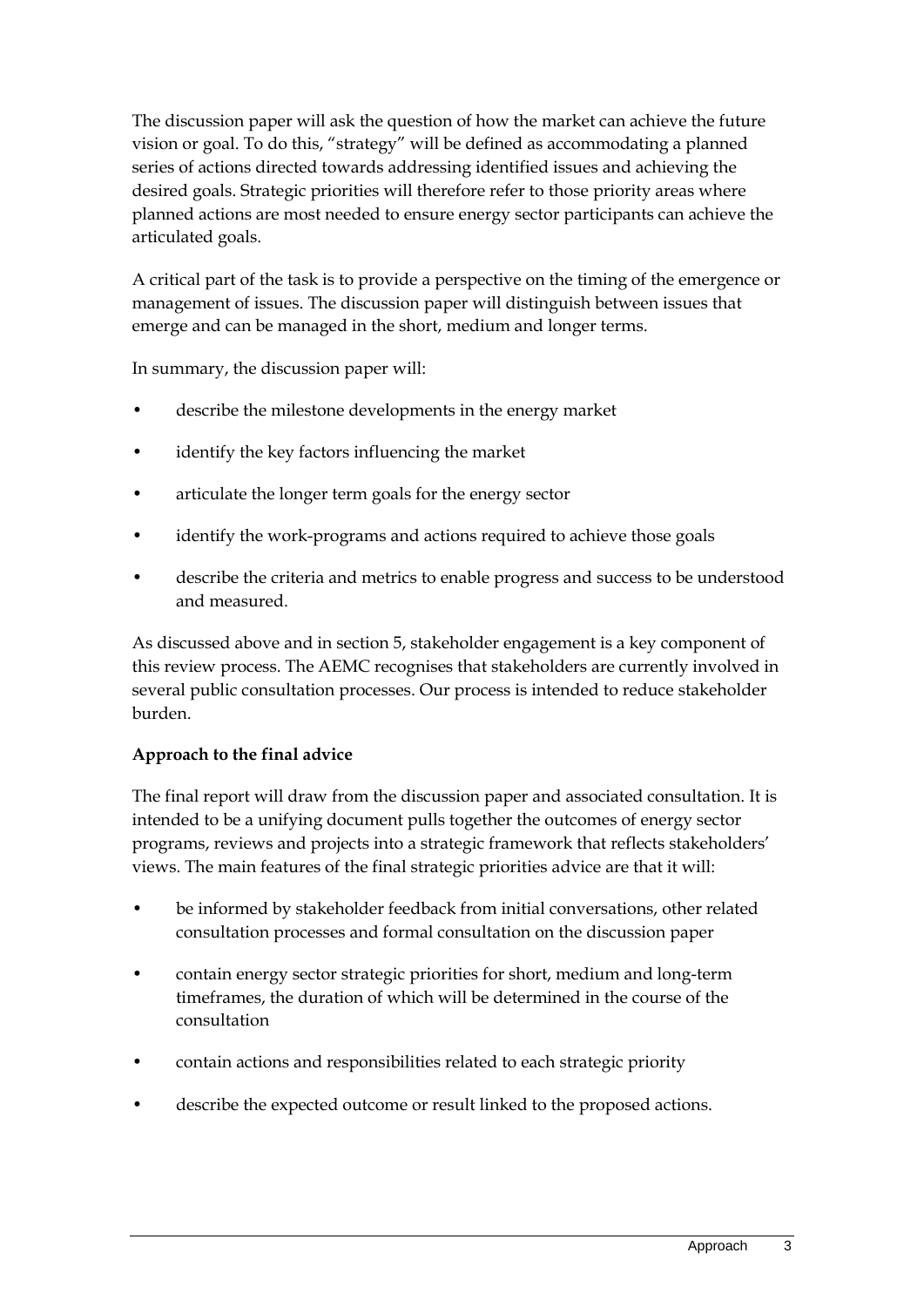The discussion paper will ask the question of how the market can achieve the future vision or goal. To do this, "strategy" will be defined as accommodating a planned series of actions directed towards addressing identified issues and achieving the desired goals. Strategic priorities will therefore refer to those priority areas where planned actions are most needed to ensure energy sector participants can achieve the articulated goals.

A critical part of the task is to provide a perspective on the timing of the emergence or management of issues. The discussion paper will distinguish between issues that emerge and can be managed in the short, medium and longer terms.

In summary, the discussion paper will:

- describe the milestone developments in the energy market
- identify the key factors influencing the market
- articulate the longer term goals for the energy sector
- identify the work-programs and actions required to achieve those goals
- describe the criteria and metrics to enable progress and success to be understood and measured.

As discussed above and in section 5, stakeholder engagement is a key component of this review process. The AEMC recognises that stakeholders are currently involved in several public consultation processes. Our process is intended to reduce stakeholder burden.

**Approach to the final advice**

The final report will draw from the discussion paper and associated consultation. It is intended to be a unifying document pulls together the outcomes of energy sector programs, reviews and projects into a strategic framework that reflects stakeholders' views. The main features of the final strategic priorities advice are that it will:

- be informed by stakeholder feedback from initial conversations, other related consultation processes and formal consultation on the discussion paper
- contain energy sector strategic priorities for short, medium and long-term timeframes, the duration of which will be determined in the course of the consultation
- contain actions and responsibilities related to each strategic priority
- describe the expected outcome or result linked to the proposed actions.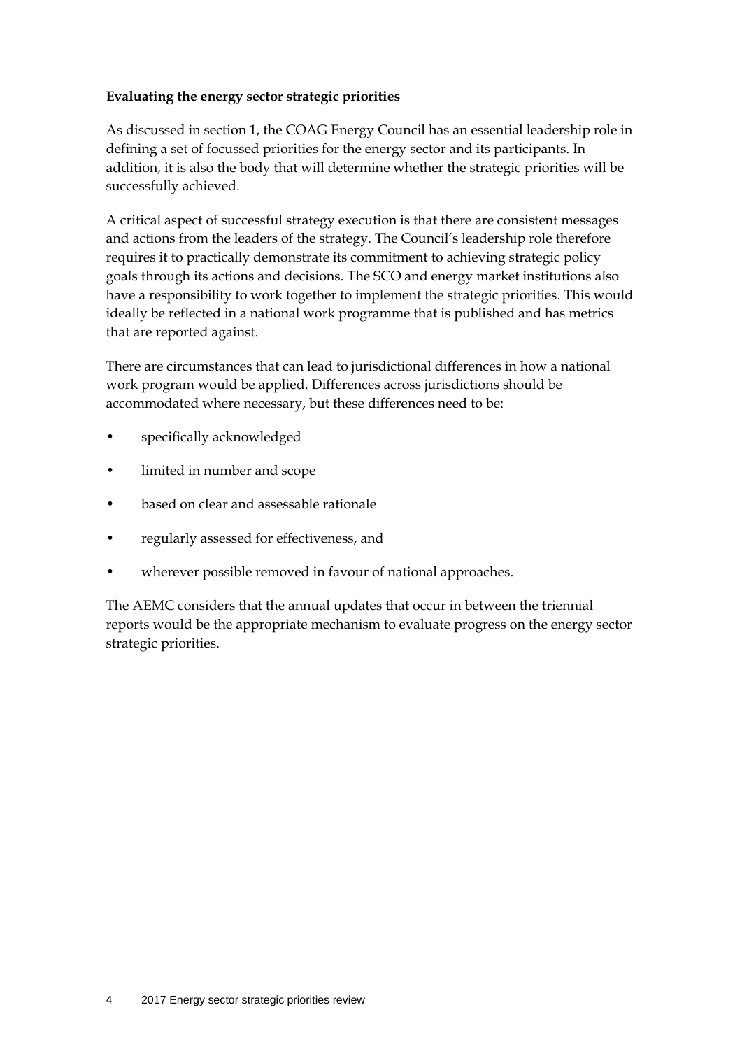**Evaluating the energy sector strategic priorities**

As discussed in section 1, the COAG Energy Council has an essential leadership role in defining a set of focussed priorities for the energy sector and its participants. In addition, it is also the body that will determine whether the strategic priorities will be successfully achieved.

A critical aspect of successful strategy execution is that there are consistent messages and actions from the leaders of the strategy. The Council's leadership role therefore requires it to practically demonstrate its commitment to achieving strategic policy goals through its actions and decisions. The SCO and energy market institutions also have a responsibility to work together to implement the strategic priorities. This would ideally be reflected in a national work programme that is published and has metrics that are reported against.

There are circumstances that can lead to jurisdictional differences in how a national work program would be applied. Differences across jurisdictions should be accommodated where necessary, but these differences need to be:

- specifically acknowledged
- limited in number and scope
- based on clear and assessable rationale
- regularly assessed for effectiveness, and
- wherever possible removed in favour of national approaches.

The AEMC considers that the annual updates that occur in between the triennial reports would be the appropriate mechanism to evaluate progress on the energy sector strategic priorities.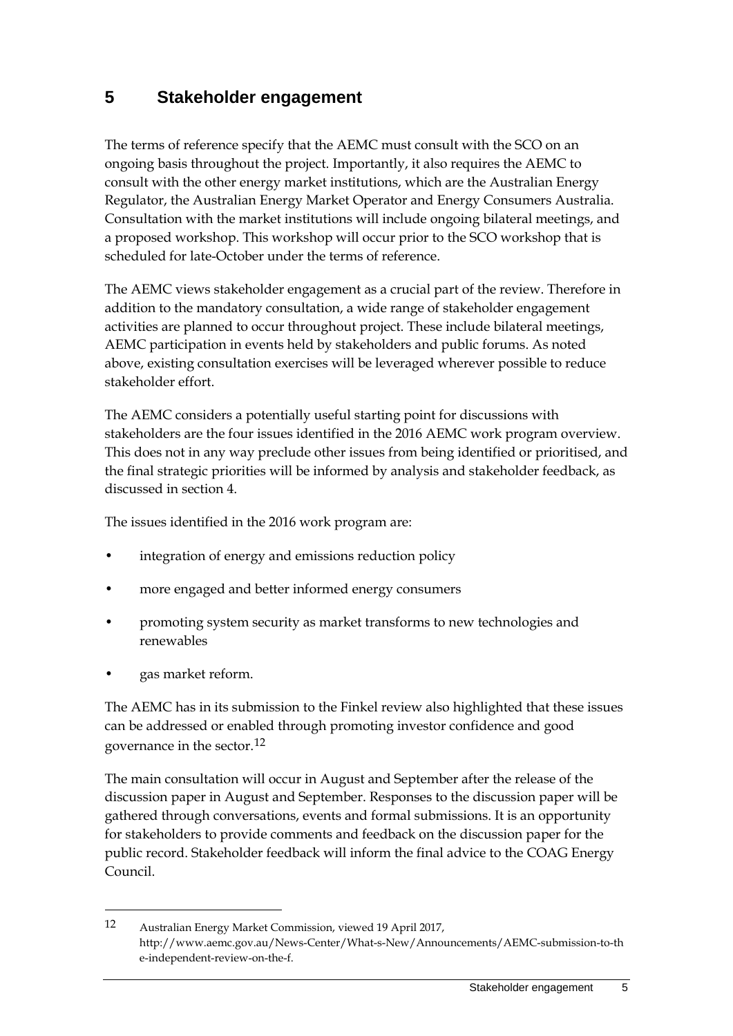# 5 Stakeholder engagement

The terms of reference specify that the AEMC must consult with the SCO on an ongoing basis throughout the project. Importantly, it also requires the AEMC to consult with the other energy market institutions, which are the Australian Energy Regulator, the Australian Energy Market Operator and Energy Consumers Australia. Consultation with the market institutions will include ongoing bilateral meetings, and a proposed workshop. This workshop will occur prior to the SCO workshop that is scheduled for late-October under the terms of reference.

The AEMC views stakeholder engagement as a crucial part of the review. Therefore in addition to the mandatory consultation, a wide range of stakeholder engagement activities are planned to occur throughout project. These include bilateral meetings, AEMC participation in events held by stakeholders and public forums. As noted above, existing consultation exercises will be leveraged wherever possible to reduce stakeholder effort.

The AEMC considers a potentially useful starting point for discussions with stakeholders are the four issues identified in the 2016 AEMC work program overview. This does not in any way preclude other issues from being identified or prioritised, and the final strategic priorities will be informed by analysis and stakeholder feedback, as discussed in section 4.

The issues identified in the 2016 work program are:

- integration of energy and emissions reduction policy
- more engaged and better informed energy consumers
- promoting system security as market transforms to new technologies and renewables
- gas market reform.

The AEMC has in its submission to the Finkel review also highlighted that these issues can be addressed or enabled through promoting investor confidence and good governance in the sector.[12]

The main consultation will occur in August and September after the release of the discussion paper in August and September. Responses to the discussion paper will be gathered through conversations, events and formal submissions. It is an opportunity for stakeholders to provide comments and feedback on the discussion paper for the public record. Stakeholder feedback will inform the final advice to the COAG Energy Council.

---

[12] Australian Energy Market Commission, viewed 19 April 2017, http://www.aemc.gov.au/News-Center/What-s-New/Announcements/AEMC-submission-to-the-independent-review-on-the-f.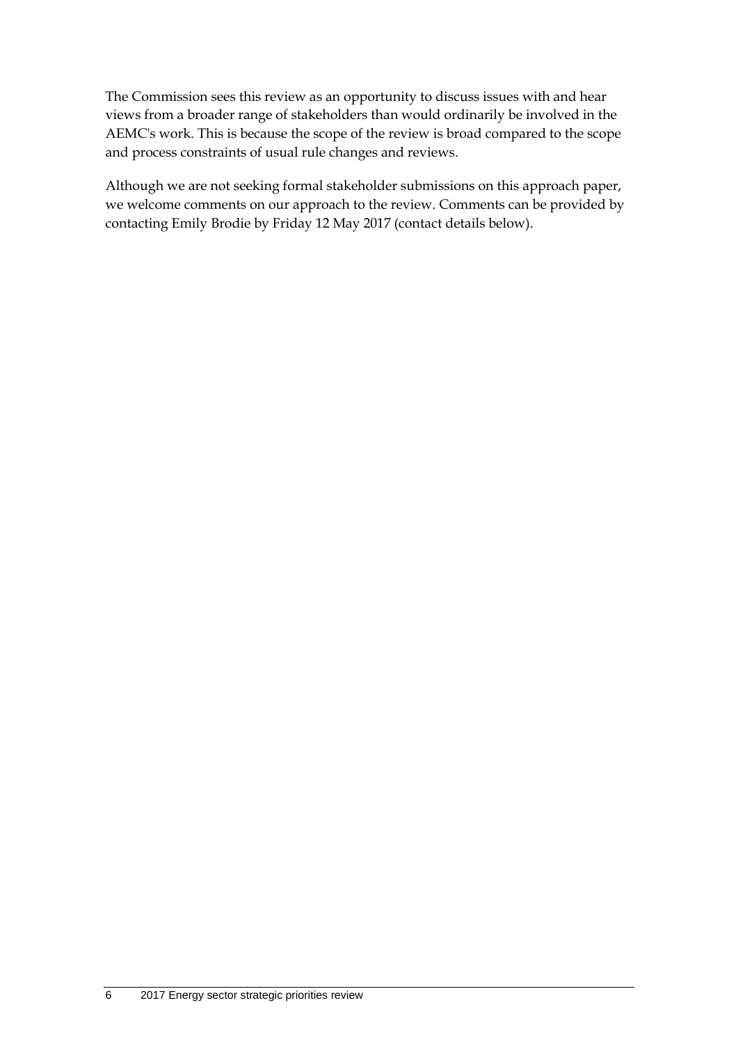The Commission sees this review as an opportunity to discuss issues with and hear views from a broader range of stakeholders than would ordinarily be involved in the AEMC's work. This is because the scope of the review is broad compared to the scope and process constraints of usual rule changes and reviews.

Although we are not seeking formal stakeholder submissions on this approach paper, we welcome comments on our approach to the review. Comments can be provided by contacting Emily Brodie by Friday 12 May 2017 (contact details below).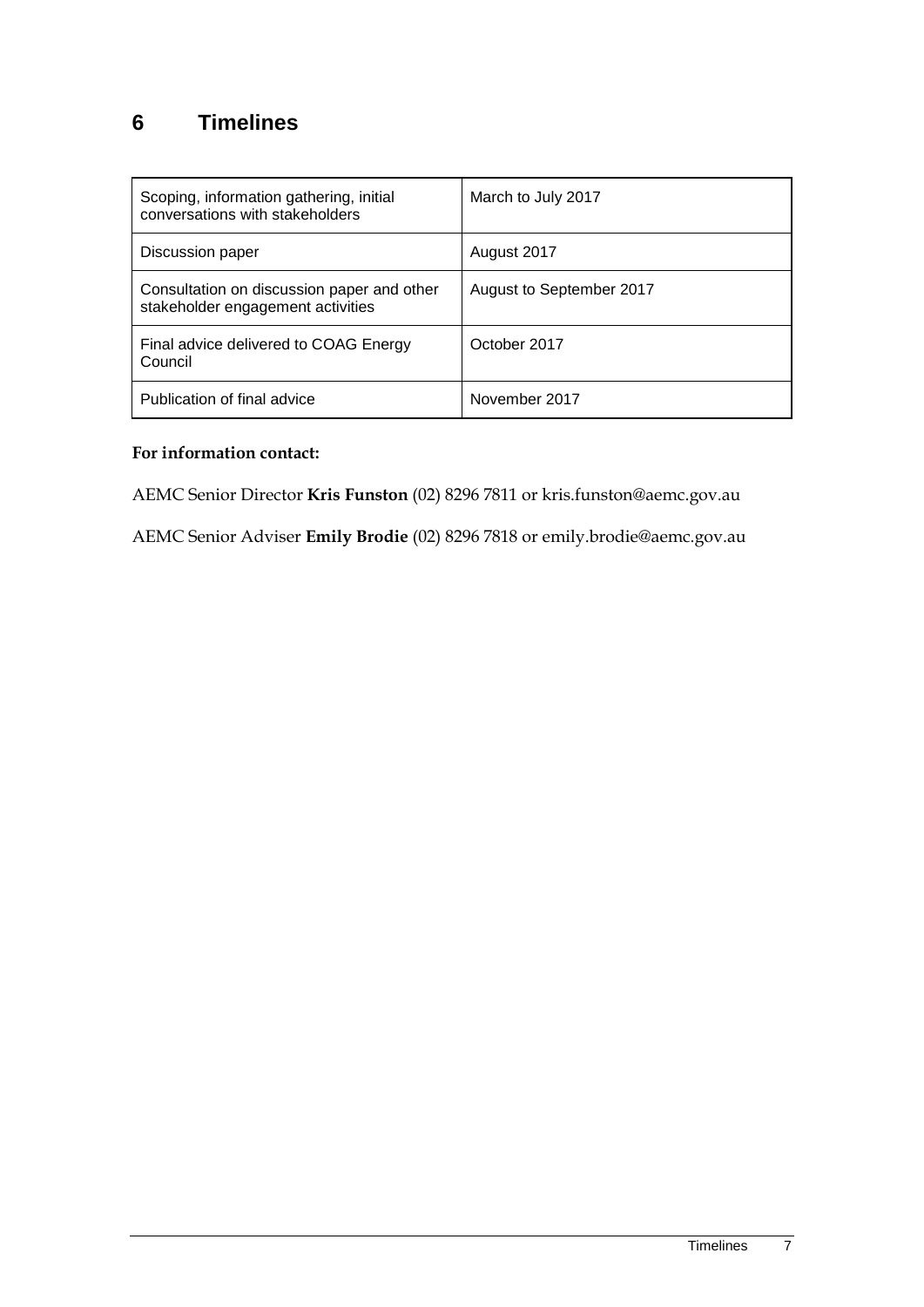# 6 Timelines

| | |
|---|---|
| Scoping, information gathering, initial conversations with stakeholders | March to July 2017 |
| Discussion paper | August 2017 |
| Consultation on discussion paper and other stakeholder engagement activities | August to September 2017 |
| Final advice delivered to COAG Energy Council | October 2017 |
| Publication of final advice | November 2017 |

**For information contact:**

AEMC Senior Director **Kris Funston** (02) 8296 7811 or kris.funston@aemc.gov.au

AEMC Senior Adviser **Emily Brodie** (02) 8296 7818 or emily.brodie@aemc.gov.au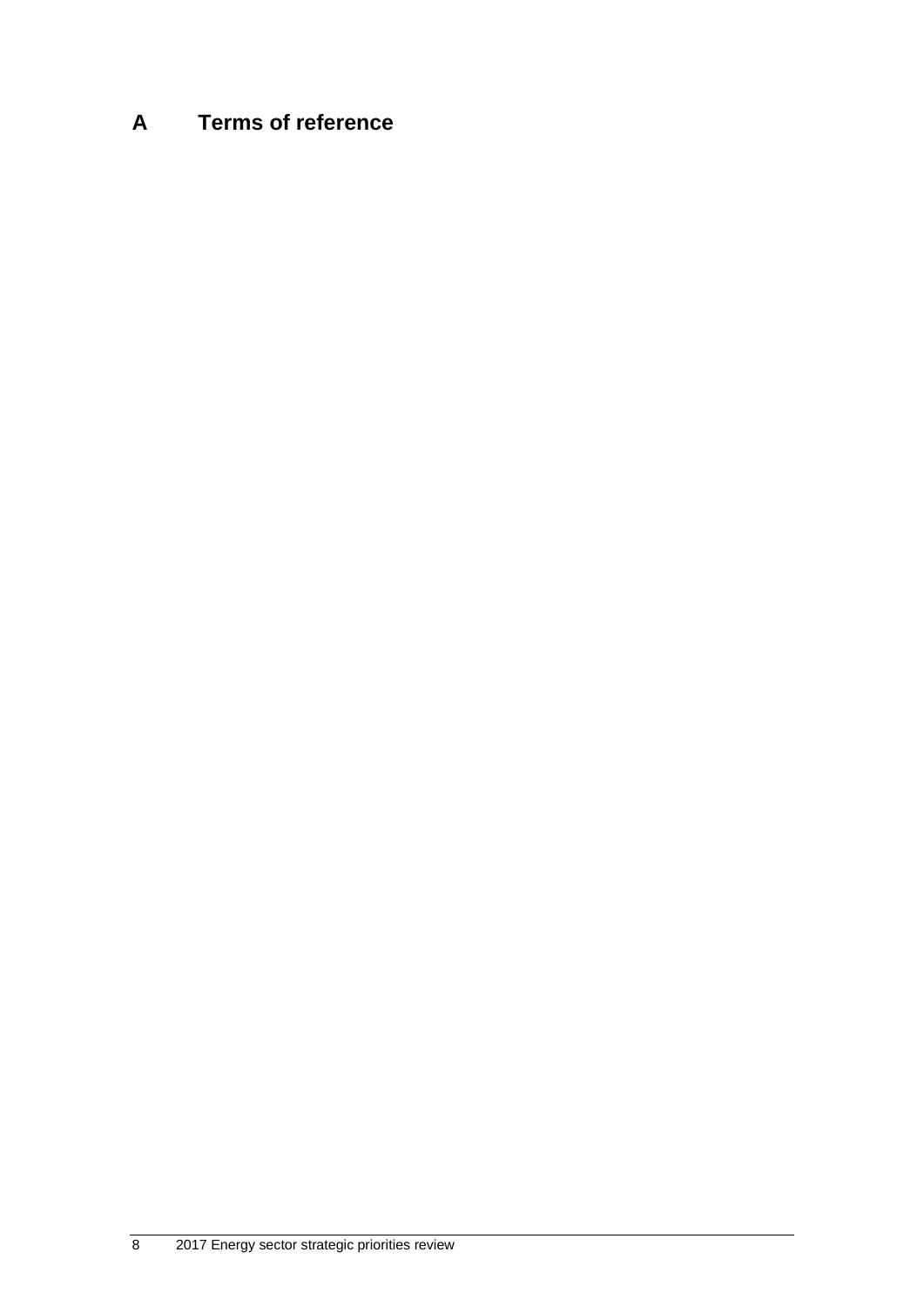# A Terms of reference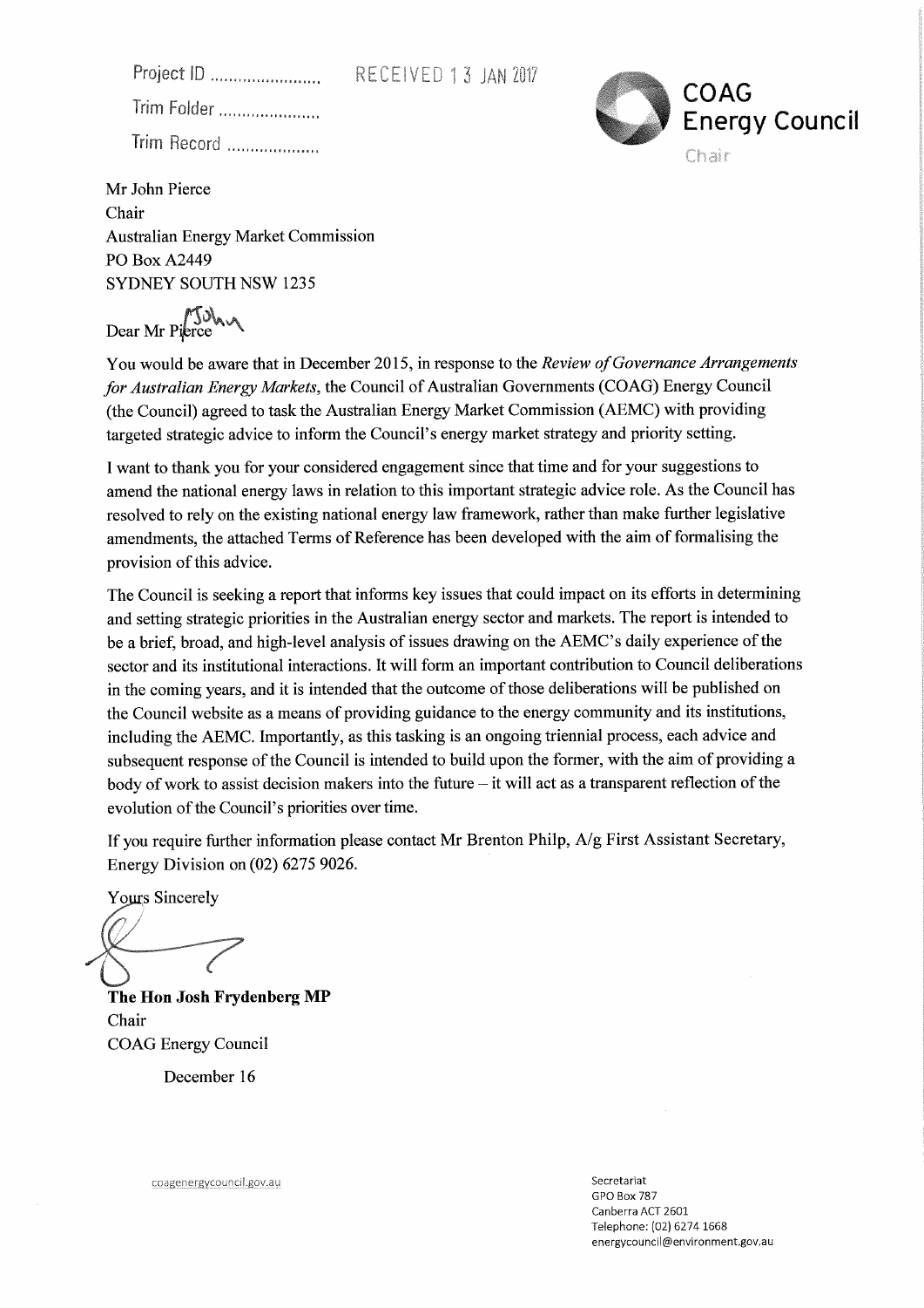Project ID ........................ RECEIVED 13 JAN 2017

Trim Folder ......................

Trim Record ....................

**COAG Energy Council**

Chair

Mr John Pierce
Chair
Australian Energy Market Commission
PO Box A2449
SYDNEY SOUTH NSW 1235

Dear Mr Pierce John

You would be aware that in December 2015, in response to the *Review of Governance Arrangements for Australian Energy Markets*, the Council of Australian Governments (COAG) Energy Council (the Council) agreed to task the Australian Energy Market Commission (AEMC) with providing targeted strategic advice to inform the Council's energy market strategy and priority setting.

I want to thank you for your considered engagement since that time and for your suggestions to amend the national energy laws in relation to this important strategic advice role. As the Council has resolved to rely on the existing national energy law framework, rather than make further legislative amendments, the attached Terms of Reference has been developed with the aim of formalising the provision of this advice.

The Council is seeking a report that informs key issues that could impact on its efforts in determining and setting strategic priorities in the Australian energy sector and markets. The report is intended to be a brief, broad, and high-level analysis of issues drawing on the AEMC's daily experience of the sector and its institutional interactions. It will form an important contribution to Council deliberations in the coming years, and it is intended that the outcome of those deliberations will be published on the Council website as a means of providing guidance to the energy community and its institutions, including the AEMC. Importantly, as this tasking is an ongoing triennial process, each advice and subsequent response of the Council is intended to build upon the former, with the aim of providing a body of work to assist decision makers into the future – it will act as a transparent reflection of the evolution of the Council's priorities over time.

If you require further information please contact Mr Brenton Philp, A/g First Assistant Secretary, Energy Division on (02) 6275 9026.

Yours Sincerely

**The Hon Josh Frydenberg MP**
Chair
COAG Energy Council

December 16

coagenergycouncil.gov.au

Secretariat
GPO Box 787
Canberra ACT 2601
Telephone: (02) 6274 1668
energycouncil@environment.gov.au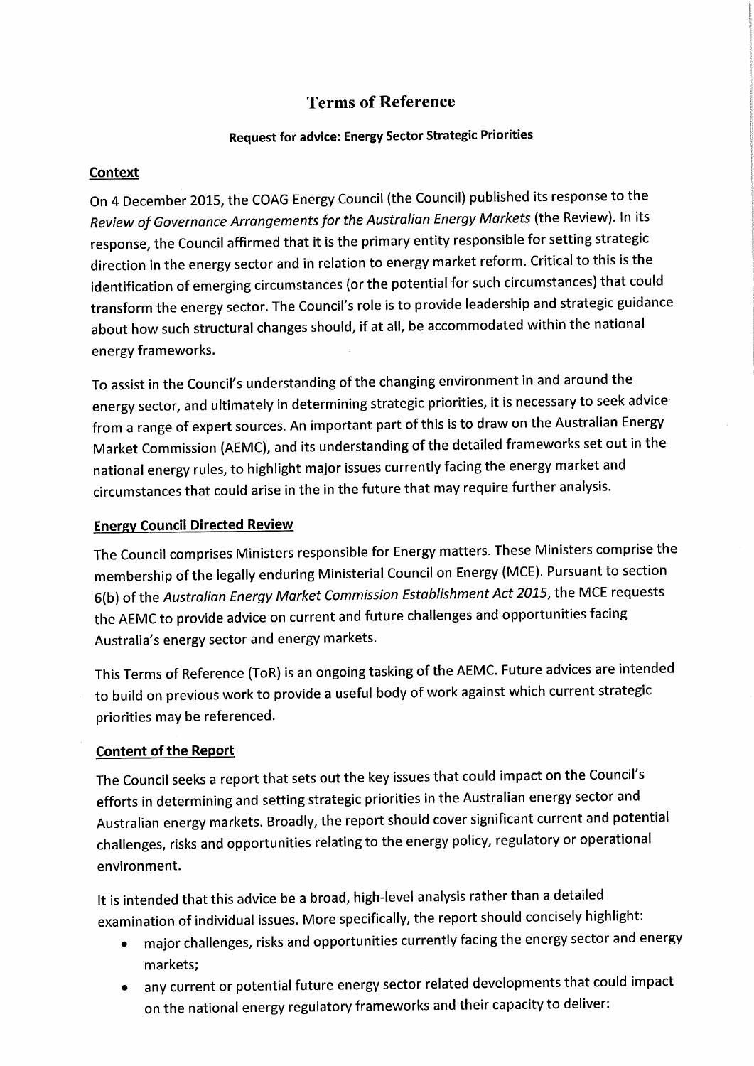# Terms of Reference

**Request for advice: Energy Sector Strategic Priorities**

## Context

On 4 December 2015, the COAG Energy Council (the Council) published its response to the *Review of Governance Arrangements for the Australian Energy Markets* (the Review). In its response, the Council affirmed that it is the primary entity responsible for setting strategic direction in the energy sector and in relation to energy market reform. Critical to this is the identification of emerging circumstances (or the potential for such circumstances) that could transform the energy sector. The Council's role is to provide leadership and strategic guidance about how such structural changes should, if at all, be accommodated within the national energy frameworks.

To assist in the Council's understanding of the changing environment in and around the energy sector, and ultimately in determining strategic priorities, it is necessary to seek advice from a range of expert sources. An important part of this is to draw on the Australian Energy Market Commission (AEMC), and its understanding of the detailed frameworks set out in the national energy rules, to highlight major issues currently facing the energy market and circumstances that could arise in the in the future that may require further analysis.

## Energy Council Directed Review

The Council comprises Ministers responsible for Energy matters. These Ministers comprise the membership of the legally enduring Ministerial Council on Energy (MCE). Pursuant to section 6(b) of the *Australian Energy Market Commission Establishment Act 2015*, the MCE requests the AEMC to provide advice on current and future challenges and opportunities facing Australia's energy sector and energy markets.

This Terms of Reference (ToR) is an ongoing tasking of the AEMC. Future advices are intended to build on previous work to provide a useful body of work against which current strategic priorities may be referenced.

## Content of the Report

The Council seeks a report that sets out the key issues that could impact on the Council's efforts in determining and setting strategic priorities in the Australian energy sector and Australian energy markets. Broadly, the report should cover significant current and potential challenges, risks and opportunities relating to the energy policy, regulatory or operational environment.

It is intended that this advice be a broad, high-level analysis rather than a detailed examination of individual issues. More specifically, the report should concisely highlight:

- major challenges, risks and opportunities currently facing the energy sector and energy markets;
- any current or potential future energy sector related developments that could impact on the national energy regulatory frameworks and their capacity to deliver: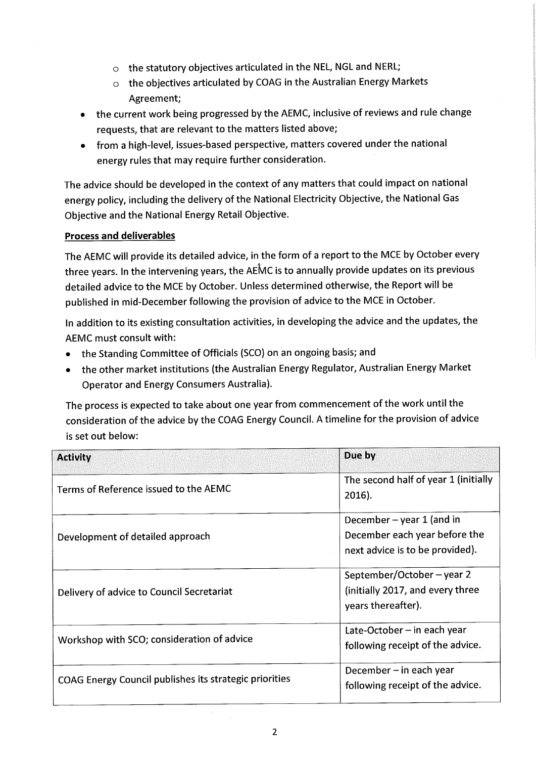- the statutory objectives articulated in the NEL, NGL and NERL;
    - the objectives articulated by COAG in the Australian Energy Markets Agreement;
- the current work being progressed by the AEMC, inclusive of reviews and rule change requests, that are relevant to the matters listed above;
- from a high-level, issues-based perspective, matters covered under the national energy rules that may require further consideration.

The advice should be developed in the context of any matters that could impact on national energy policy, including the delivery of the National Electricity Objective, the National Gas Objective and the National Energy Retail Objective.

**Process and deliverables**

The AEMC will provide its detailed advice, in the form of a report to the MCE by October every three years. In the intervening years, the AEMC is to annually provide updates on its previous detailed advice to the MCE by October. Unless determined otherwise, the Report will be published in mid-December following the provision of advice to the MCE in October.

In addition to its existing consultation activities, in developing the advice and the updates, the AEMC must consult with:

- the Standing Committee of Officials (SCO) on an ongoing basis; and
- the other market institutions (the Australian Energy Regulator, Australian Energy Market Operator and Energy Consumers Australia).

The process is expected to take about one year from commencement of the work until the consideration of the advice by the COAG Energy Council. A timeline for the provision of advice is set out below:

| Activity | Due by |
|---|---|
| Terms of Reference issued to the AEMC | The second half of year 1 (initially 2016). |
| Development of detailed approach | December – year 1 (and in December each year before the next advice is to be provided). |
| Delivery of advice to Council Secretariat | September/October – year 2 (initially 2017, and every three years thereafter). |
| Workshop with SCO; consideration of advice | Late-October – in each year following receipt of the advice. |
| COAG Energy Council publishes its strategic priorities | December – in each year following receipt of the advice. |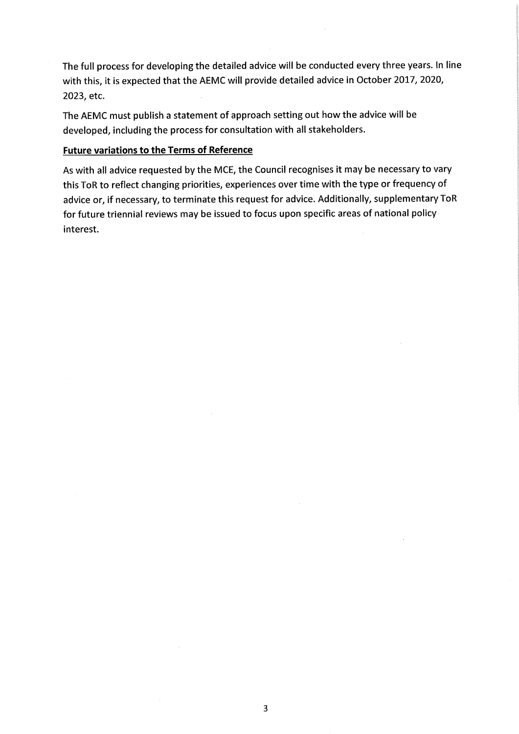The full process for developing the detailed advice will be conducted every three years. In line with this, it is expected that the AEMC will provide detailed advice in October 2017, 2020, 2023, etc.

The AEMC must publish a statement of approach setting out how the advice will be developed, including the process for consultation with all stakeholders.

**Future variations to the Terms of Reference**

As with all advice requested by the MCE, the Council recognises it may be necessary to vary this ToR to reflect changing priorities, experiences over time with the type or frequency of advice or, if necessary, to terminate this request for advice. Additionally, supplementary ToR for future triennial reviews may be issued to focus upon specific areas of national policy interest.